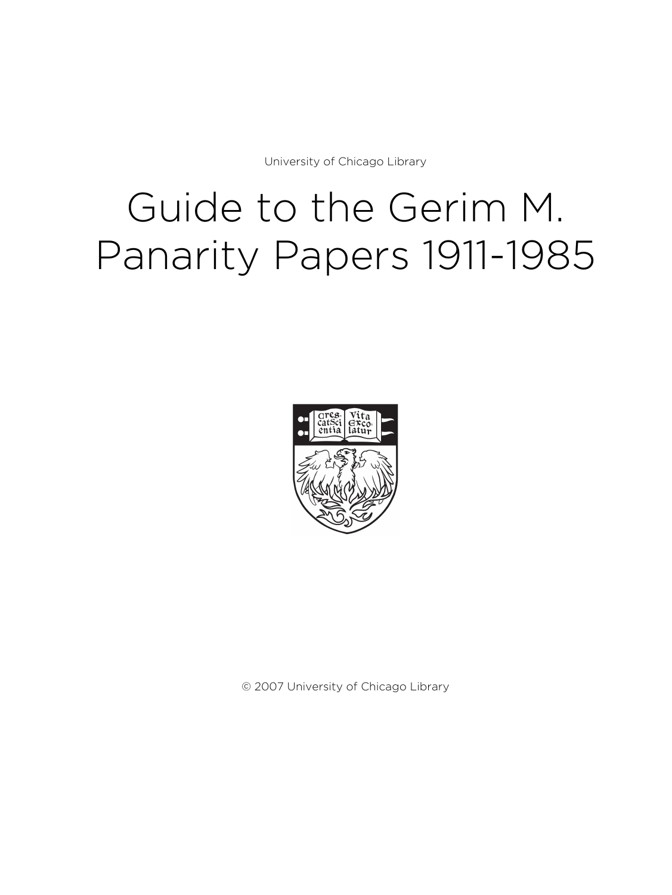University of Chicago Library

# Guide to the Gerim M. Panarity Papers 1911-1985

© 2007 University of Chicago Library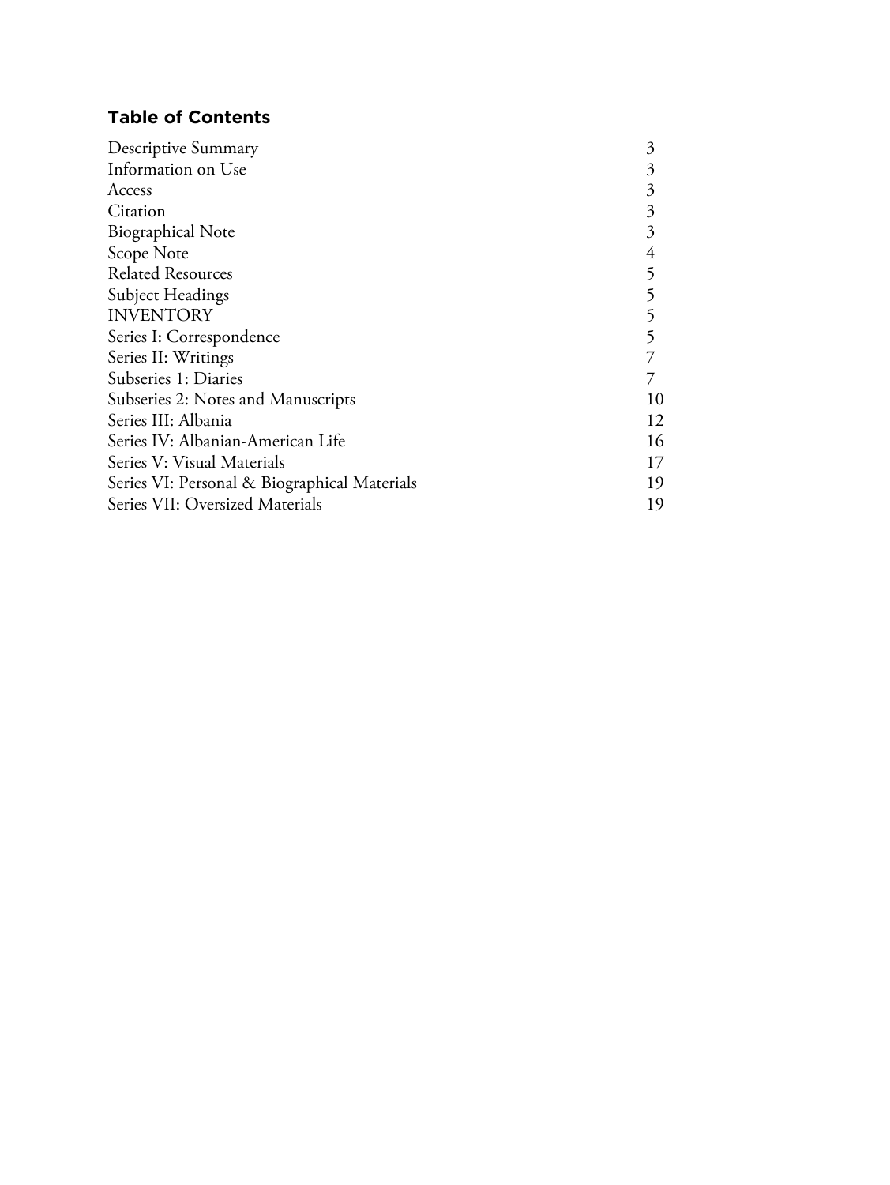## Table of Contents

| | |
|---|---|
| Descriptive Summary | 3 |
| Information on Use | 3 |
| Access | 3 |
| Citation | 3 |
| Biographical Note | 3 |
| Scope Note | 4 |
| Related Resources | 5 |
| Subject Headings | 5 |
| INVENTORY | 5 |
| Series I: Correspondence | 5 |
| Series II: Writings | 7 |
| Subseries 1: Diaries | 7 |
| Subseries 2: Notes and Manuscripts | 10 |
| Series III: Albania | 12 |
| Series IV: Albanian-American Life | 16 |
| Series V: Visual Materials | 17 |
| Series VI: Personal & Biographical Materials | 19 |
| Series VII: Oversized Materials | 19 |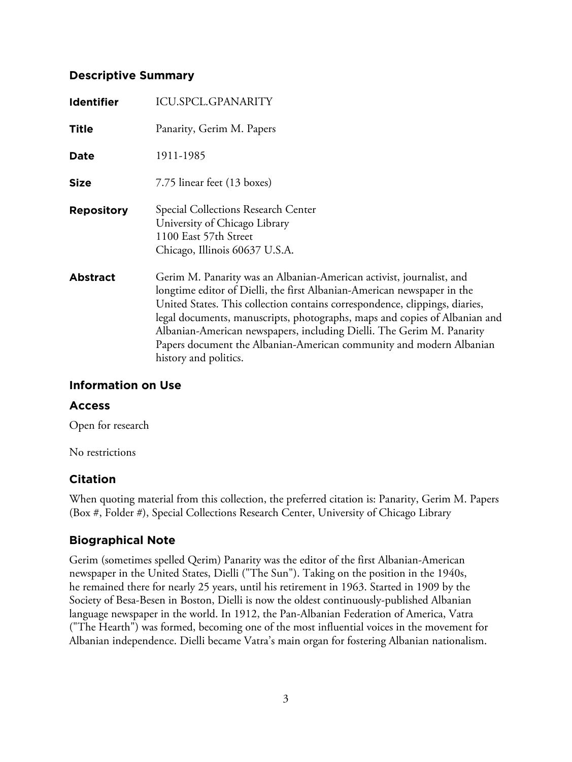## Descriptive Summary

**Identifier** ICU.SPCL.GPANARITY

**Title** Panarity, Gerim M. Papers

**Date** 1911-1985

**Size** 7.75 linear feet (13 boxes)

**Repository** Special Collections Research Center
University of Chicago Library
1100 East 57th Street
Chicago, Illinois 60637 U.S.A.

**Abstract** Gerim M. Panarity was an Albanian-American activist, journalist, and longtime editor of Dielli, the first Albanian-American newspaper in the United States. This collection contains correspondence, clippings, diaries, legal documents, manuscripts, photographs, maps and copies of Albanian and Albanian-American newspapers, including Dielli. The Gerim M. Panarity Papers document the Albanian-American community and modern Albanian history and politics.

## Information on Use

### Access

Open for research

No restrictions

## Citation

When quoting material from this collection, the preferred citation is: Panarity, Gerim M. Papers (Box #, Folder #), Special Collections Research Center, University of Chicago Library

## Biographical Note

Gerim (sometimes spelled Qerim) Panarity was the editor of the first Albanian-American newspaper in the United States, Dielli ("The Sun"). Taking on the position in the 1940s, he remained there for nearly 25 years, until his retirement in 1963. Started in 1909 by the Society of Besa-Besen in Boston, Dielli is now the oldest continuously-published Albanian language newspaper in the world. In 1912, the Pan-Albanian Federation of America, Vatra ("The Hearth") was formed, becoming one of the most influential voices in the movement for Albanian independence. Dielli became Vatra's main organ for fostering Albanian nationalism.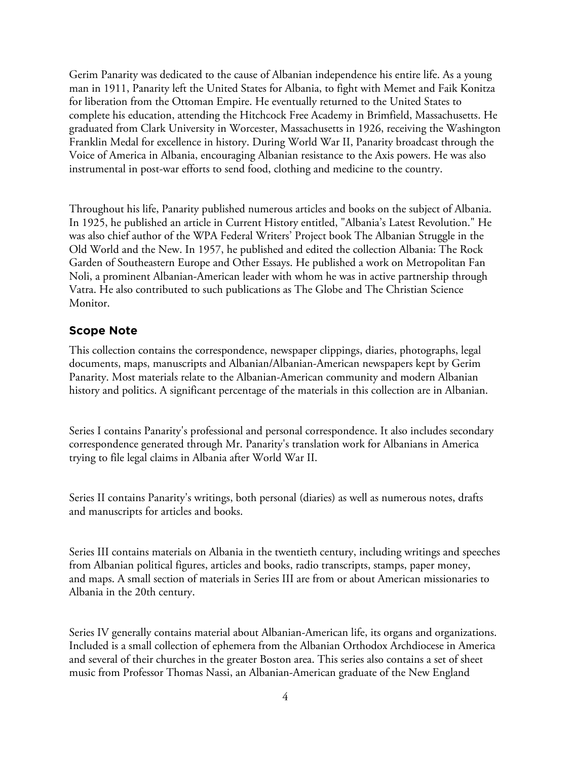Gerim Panarity was dedicated to the cause of Albanian independence his entire life. As a young man in 1911, Panarity left the United States for Albania, to fight with Memet and Faik Konitza for liberation from the Ottoman Empire. He eventually returned to the United States to complete his education, attending the Hitchcock Free Academy in Brimfield, Massachusetts. He graduated from Clark University in Worcester, Massachusetts in 1926, receiving the Washington Franklin Medal for excellence in history. During World War II, Panarity broadcast through the Voice of America in Albania, encouraging Albanian resistance to the Axis powers. He was also instrumental in post-war efforts to send food, clothing and medicine to the country.

Throughout his life, Panarity published numerous articles and books on the subject of Albania. In 1925, he published an article in Current History entitled, "Albania's Latest Revolution." He was also chief author of the WPA Federal Writers' Project book The Albanian Struggle in the Old World and the New. In 1957, he published and edited the collection Albania: The Rock Garden of Southeastern Europe and Other Essays. He published a work on Metropolitan Fan Noli, a prominent Albanian-American leader with whom he was in active partnership through Vatra. He also contributed to such publications as The Globe and The Christian Science Monitor.

## Scope Note

This collection contains the correspondence, newspaper clippings, diaries, photographs, legal documents, maps, manuscripts and Albanian/Albanian-American newspapers kept by Gerim Panarity. Most materials relate to the Albanian-American community and modern Albanian history and politics. A significant percentage of the materials in this collection are in Albanian.

Series I contains Panarity's professional and personal correspondence. It also includes secondary correspondence generated through Mr. Panarity's translation work for Albanians in America trying to file legal claims in Albania after World War II.

Series II contains Panarity's writings, both personal (diaries) as well as numerous notes, drafts and manuscripts for articles and books.

Series III contains materials on Albania in the twentieth century, including writings and speeches from Albanian political figures, articles and books, radio transcripts, stamps, paper money, and maps. A small section of materials in Series III are from or about American missionaries to Albania in the 20th century.

Series IV generally contains material about Albanian-American life, its organs and organizations. Included is a small collection of ephemera from the Albanian Orthodox Archdiocese in America and several of their churches in the greater Boston area. This series also contains a set of sheet music from Professor Thomas Nassi, an Albanian-American graduate of the New England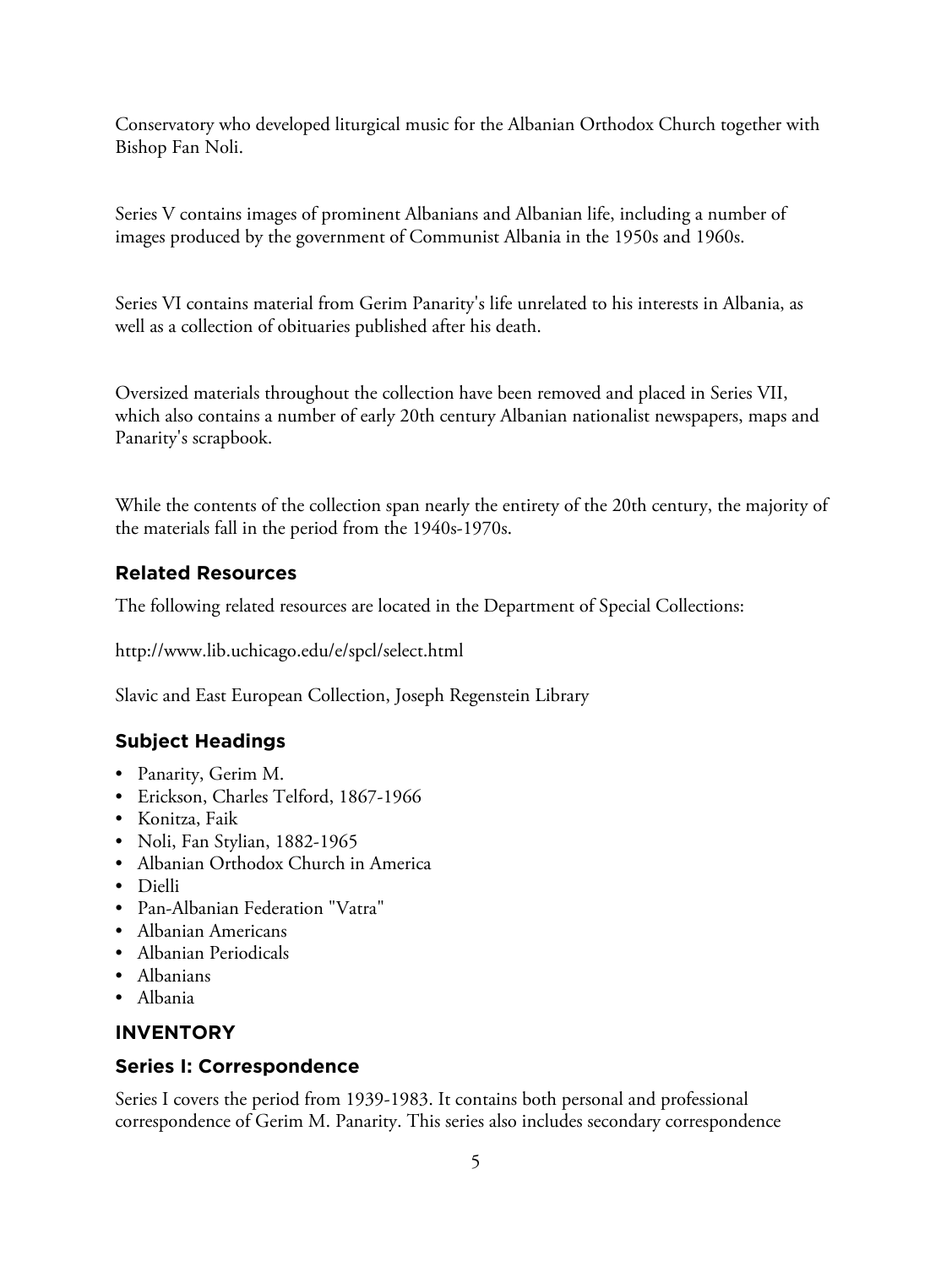Conservatory who developed liturgical music for the Albanian Orthodox Church together with Bishop Fan Noli.

Series V contains images of prominent Albanians and Albanian life, including a number of images produced by the government of Communist Albania in the 1950s and 1960s.

Series VI contains material from Gerim Panarity's life unrelated to his interests in Albania, as well as a collection of obituaries published after his death.

Oversized materials throughout the collection have been removed and placed in Series VII, which also contains a number of early 20th century Albanian nationalist newspapers, maps and Panarity's scrapbook.

While the contents of the collection span nearly the entirety of the 20th century, the majority of the materials fall in the period from the 1940s-1970s.

## Related Resources

The following related resources are located in the Department of Special Collections:

http://www.lib.uchicago.edu/e/spcl/select.html

Slavic and East European Collection, Joseph Regenstein Library

## Subject Headings

- Panarity, Gerim M.
- Erickson, Charles Telford, 1867-1966
- Konitza, Faik
- Noli, Fan Stylian, 1882-1965
- Albanian Orthodox Church in America
- Dielli
- Pan-Albanian Federation "Vatra"
- Albanian Americans
- Albanian Periodicals
- Albanians
- Albania

## INVENTORY

## Series I: Correspondence

Series I covers the period from 1939-1983. It contains both personal and professional correspondence of Gerim M. Panarity. This series also includes secondary correspondence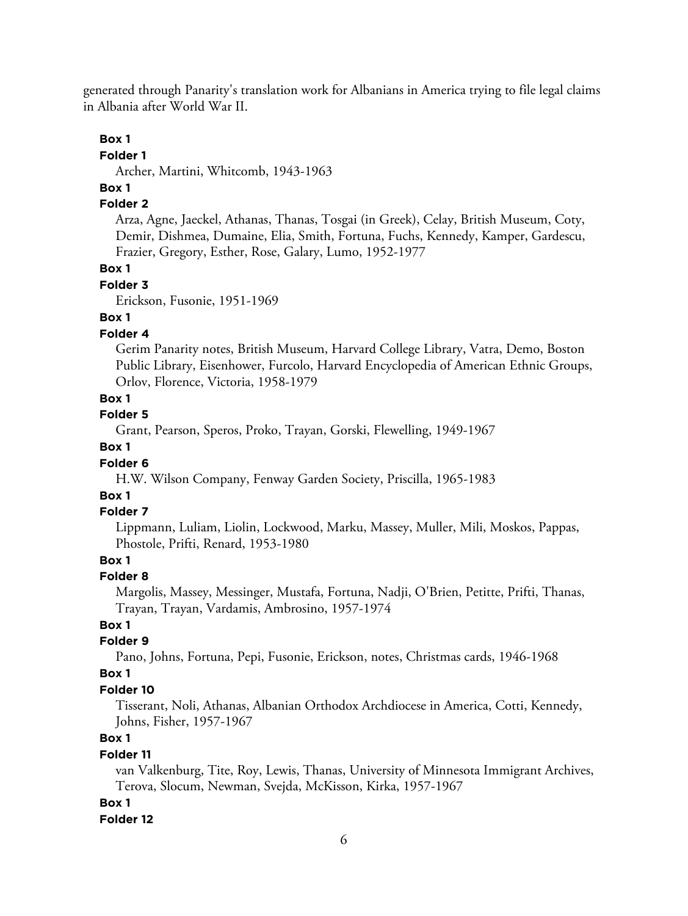generated through Panarity's translation work for Albanians in America trying to file legal claims in Albania after World War II.

**Box 1**

**Folder 1**

Archer, Martini, Whitcomb, 1943-1963

**Box 1**

**Folder 2**

Arza, Agne, Jaeckel, Athanas, Thanas, Tosgai (in Greek), Celay, British Museum, Coty, Demir, Dishmea, Dumaine, Elia, Smith, Fortuna, Fuchs, Kennedy, Kamper, Gardescu, Frazier, Gregory, Esther, Rose, Galary, Lumo, 1952-1977

**Box 1**

**Folder 3**

Erickson, Fusonie, 1951-1969

**Box 1**

**Folder 4**

Gerim Panarity notes, British Museum, Harvard College Library, Vatra, Demo, Boston Public Library, Eisenhower, Furcolo, Harvard Encyclopedia of American Ethnic Groups, Orlov, Florence, Victoria, 1958-1979

**Box 1**

**Folder 5**

Grant, Pearson, Speros, Proko, Trayan, Gorski, Flewelling, 1949-1967

**Box 1**

**Folder 6**

H.W. Wilson Company, Fenway Garden Society, Priscilla, 1965-1983

**Box 1**

**Folder 7**

Lippmann, Luliam, Liolin, Lockwood, Marku, Massey, Muller, Mili, Moskos, Pappas, Phostole, Prifti, Renard, 1953-1980

**Box 1**

**Folder 8**

Margolis, Massey, Messinger, Mustafa, Fortuna, Nadji, O'Brien, Petitte, Prifti, Thanas, Trayan, Trayan, Vardamis, Ambrosino, 1957-1974

**Box 1**

**Folder 9**

Pano, Johns, Fortuna, Pepi, Fusonie, Erickson, notes, Christmas cards, 1946-1968

**Box 1**

**Folder 10**

Tisserant, Noli, Athanas, Albanian Orthodox Archdiocese in America, Cotti, Kennedy, Johns, Fisher, 1957-1967

**Box 1**

**Folder 11**

van Valkenburg, Tite, Roy, Lewis, Thanas, University of Minnesota Immigrant Archives, Terova, Slocum, Newman, Svejda, McKisson, Kirka, 1957-1967

**Box 1**

**Folder 12**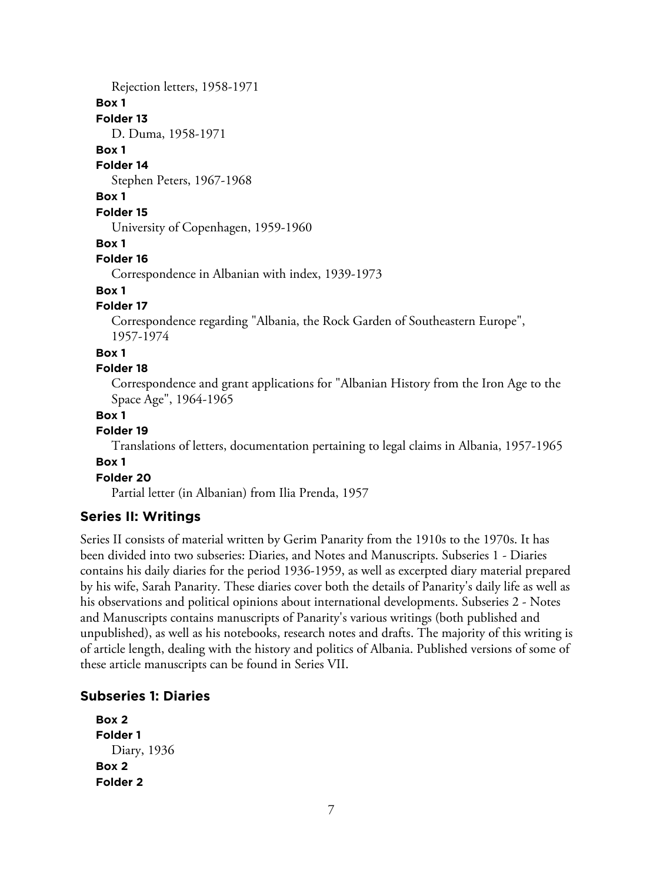Rejection letters, 1958-1971

**Box 1**

**Folder 13**

D. Duma, 1958-1971

**Box 1**

**Folder 14**

Stephen Peters, 1967-1968

**Box 1**

**Folder 15**

University of Copenhagen, 1959-1960

**Box 1**

**Folder 16**

Correspondence in Albanian with index, 1939-1973

**Box 1**

**Folder 17**

Correspondence regarding "Albania, the Rock Garden of Southeastern Europe", 1957-1974

**Box 1**

**Folder 18**

Correspondence and grant applications for "Albanian History from the Iron Age to the Space Age", 1964-1965

**Box 1**

**Folder 19**

Translations of letters, documentation pertaining to legal claims in Albania, 1957-1965

**Box 1**

**Folder 20**

Partial letter (in Albanian) from Ilia Prenda, 1957

## Series II: Writings

Series II consists of material written by Gerim Panarity from the 1910s to the 1970s. It has been divided into two subseries: Diaries, and Notes and Manuscripts. Subseries 1 - Diaries contains his daily diaries for the period 1936-1959, as well as excerpted diary material prepared by his wife, Sarah Panarity. These diaries cover both the details of Panarity's daily life as well as his observations and political opinions about international developments. Subseries 2 - Notes and Manuscripts contains manuscripts of Panarity's various writings (both published and unpublished), as well as his notebooks, research notes and drafts. The majority of this writing is of article length, dealing with the history and politics of Albania. Published versions of some of these article manuscripts can be found in Series VII.

### Subseries 1: Diaries

**Box 2**

**Folder 1**

Diary, 1936

**Box 2**

**Folder 2**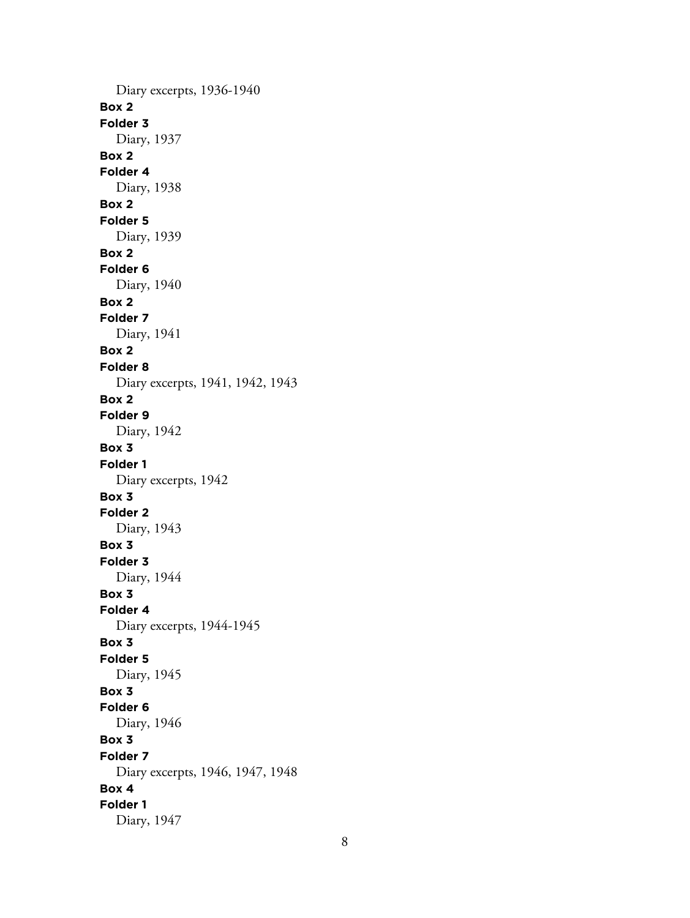Diary excerpts, 1936-1940

**Box 2**
**Folder 3**
Diary, 1937

**Box 2**
**Folder 4**
Diary, 1938

**Box 2**
**Folder 5**
Diary, 1939

**Box 2**
**Folder 6**
Diary, 1940

**Box 2**
**Folder 7**
Diary, 1941

**Box 2**
**Folder 8**
Diary excerpts, 1941, 1942, 1943

**Box 2**
**Folder 9**
Diary, 1942

**Box 3**
**Folder 1**
Diary excerpts, 1942

**Box 3**
**Folder 2**
Diary, 1943

**Box 3**
**Folder 3**
Diary, 1944

**Box 3**
**Folder 4**
Diary excerpts, 1944-1945

**Box 3**
**Folder 5**
Diary, 1945

**Box 3**
**Folder 6**
Diary, 1946

**Box 3**
**Folder 7**
Diary excerpts, 1946, 1947, 1948

**Box 4**
**Folder 1**
Diary, 1947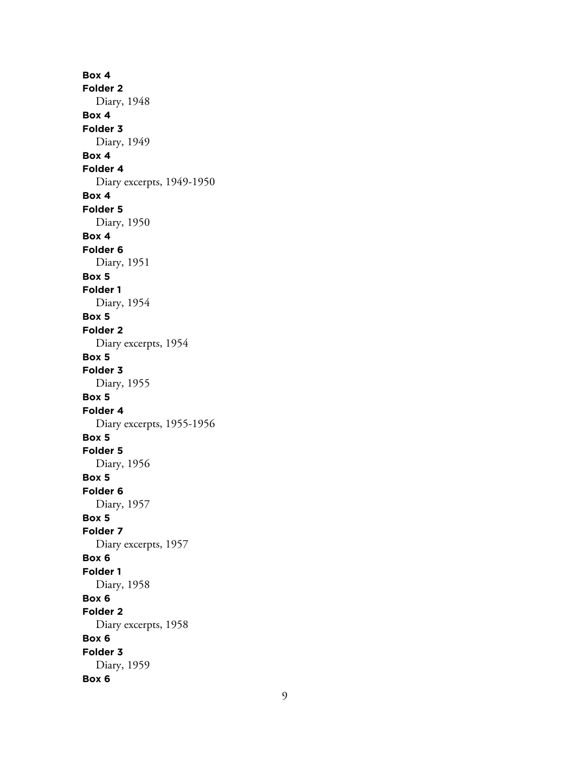**Box 4**
**Folder 2**
Diary, 1948

**Box 4**
**Folder 3**
Diary, 1949

**Box 4**
**Folder 4**
Diary excerpts, 1949-1950

**Box 4**
**Folder 5**
Diary, 1950

**Box 4**
**Folder 6**
Diary, 1951

**Box 5**
**Folder 1**
Diary, 1954

**Box 5**
**Folder 2**
Diary excerpts, 1954

**Box 5**
**Folder 3**
Diary, 1955

**Box 5**
**Folder 4**
Diary excerpts, 1955-1956

**Box 5**
**Folder 5**
Diary, 1956

**Box 5**
**Folder 6**
Diary, 1957

**Box 5**
**Folder 7**
Diary excerpts, 1957

**Box 6**
**Folder 1**
Diary, 1958

**Box 6**
**Folder 2**
Diary excerpts, 1958

**Box 6**
**Folder 3**
Diary, 1959

**Box 6**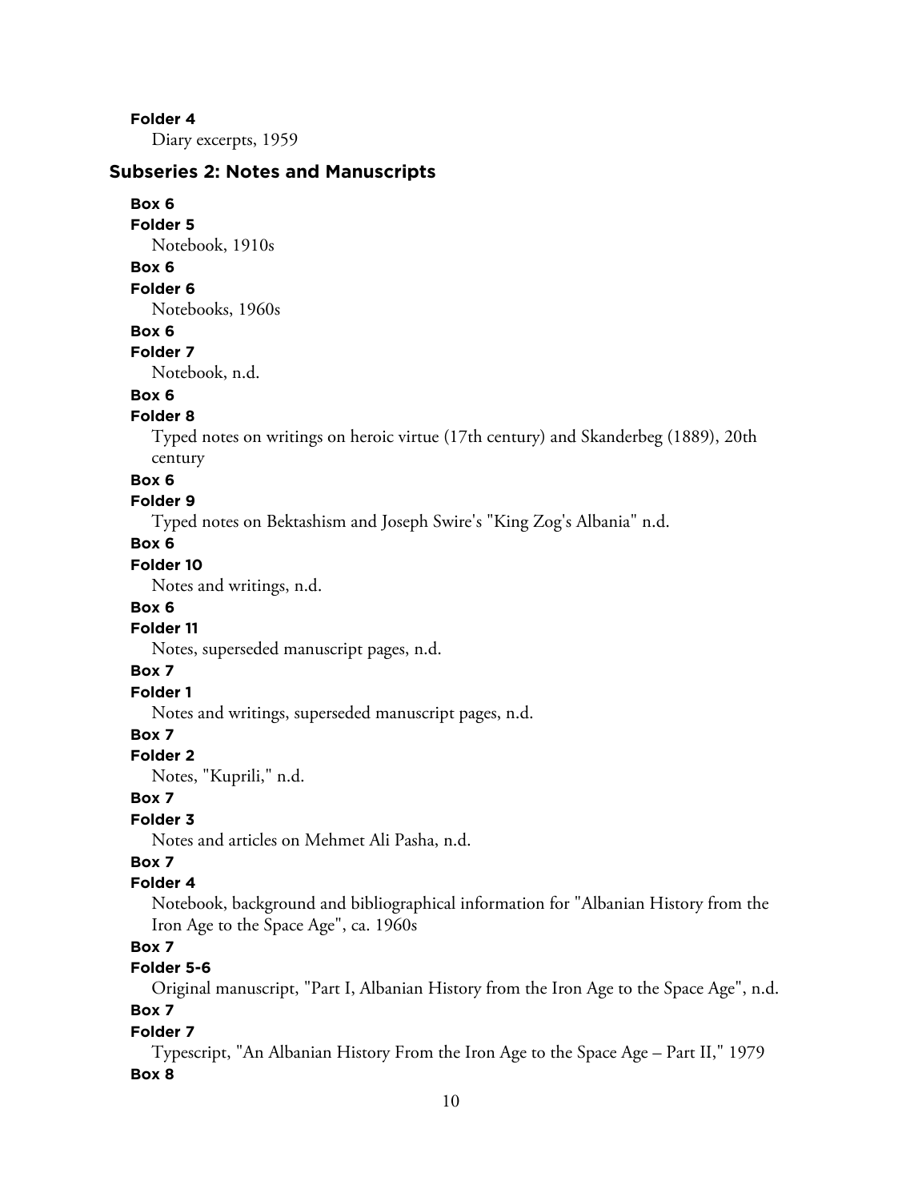**Folder 4**

Diary excerpts, 1959

### Subseries 2: Notes and Manuscripts

**Box 6**
**Folder 5**
Notebook, 1910s

**Box 6**
**Folder 6**
Notebooks, 1960s

**Box 6**
**Folder 7**
Notebook, n.d.

**Box 6**
**Folder 8**
Typed notes on writings on heroic virtue (17th century) and Skanderbeg (1889), 20th century

**Box 6**
**Folder 9**
Typed notes on Bektashism and Joseph Swire's "King Zog's Albania" n.d.

**Box 6**
**Folder 10**
Notes and writings, n.d.

**Box 6**
**Folder 11**
Notes, superseded manuscript pages, n.d.

**Box 7**
**Folder 1**
Notes and writings, superseded manuscript pages, n.d.

**Box 7**
**Folder 2**
Notes, "Kuprili," n.d.

**Box 7**
**Folder 3**
Notes and articles on Mehmet Ali Pasha, n.d.

**Box 7**
**Folder 4**
Notebook, background and bibliographical information for "Albanian History from the Iron Age to the Space Age", ca. 1960s

**Box 7**
**Folder 5-6**
Original manuscript, "Part I, Albanian History from the Iron Age to the Space Age", n.d.

**Box 7**
**Folder 7**
Typescript, "An Albanian History From the Iron Age to the Space Age – Part II," 1979

**Box 8**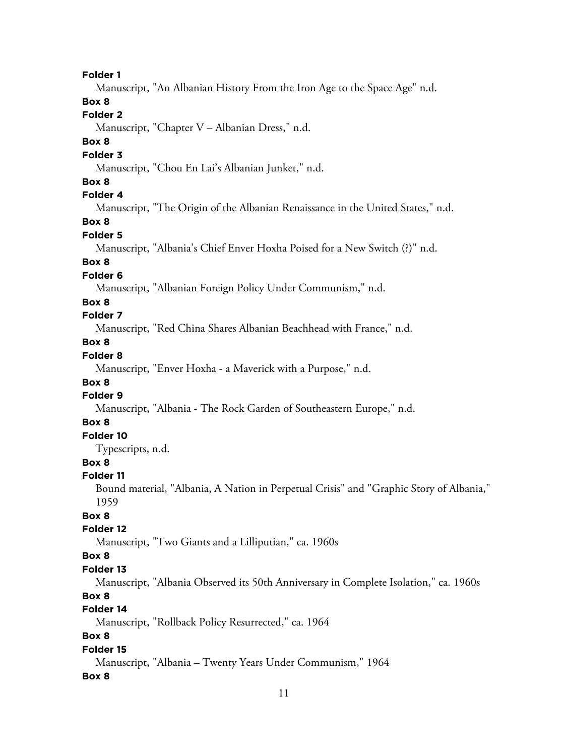**Folder 1**

Manuscript, "An Albanian History From the Iron Age to the Space Age" n.d.

**Box 8**

**Folder 2**

Manuscript, "Chapter V – Albanian Dress," n.d.

**Box 8**

**Folder 3**

Manuscript, "Chou En Lai's Albanian Junket," n.d.

**Box 8**

**Folder 4**

Manuscript, "The Origin of the Albanian Renaissance in the United States," n.d.

**Box 8**

**Folder 5**

Manuscript, "Albania's Chief Enver Hoxha Poised for a New Switch (?)" n.d.

**Box 8**

**Folder 6**

Manuscript, "Albanian Foreign Policy Under Communism," n.d.

**Box 8**

**Folder 7**

Manuscript, "Red China Shares Albanian Beachhead with France," n.d.

**Box 8**

**Folder 8**

Manuscript, "Enver Hoxha - a Maverick with a Purpose," n.d.

**Box 8**

**Folder 9**

Manuscript, "Albania - The Rock Garden of Southeastern Europe," n.d.

**Box 8**

**Folder 10**

Typescripts, n.d.

**Box 8**

**Folder 11**

Bound material, "Albania, A Nation in Perpetual Crisis" and "Graphic Story of Albania," 1959

**Box 8**

**Folder 12**

Manuscript, "Two Giants and a Lilliputian," ca. 1960s

**Box 8**

**Folder 13**

Manuscript, "Albania Observed its 50th Anniversary in Complete Isolation," ca. 1960s

**Box 8**

**Folder 14**

Manuscript, "Rollback Policy Resurrected," ca. 1964

**Box 8**

**Folder 15**

Manuscript, "Albania – Twenty Years Under Communism," 1964

**Box 8**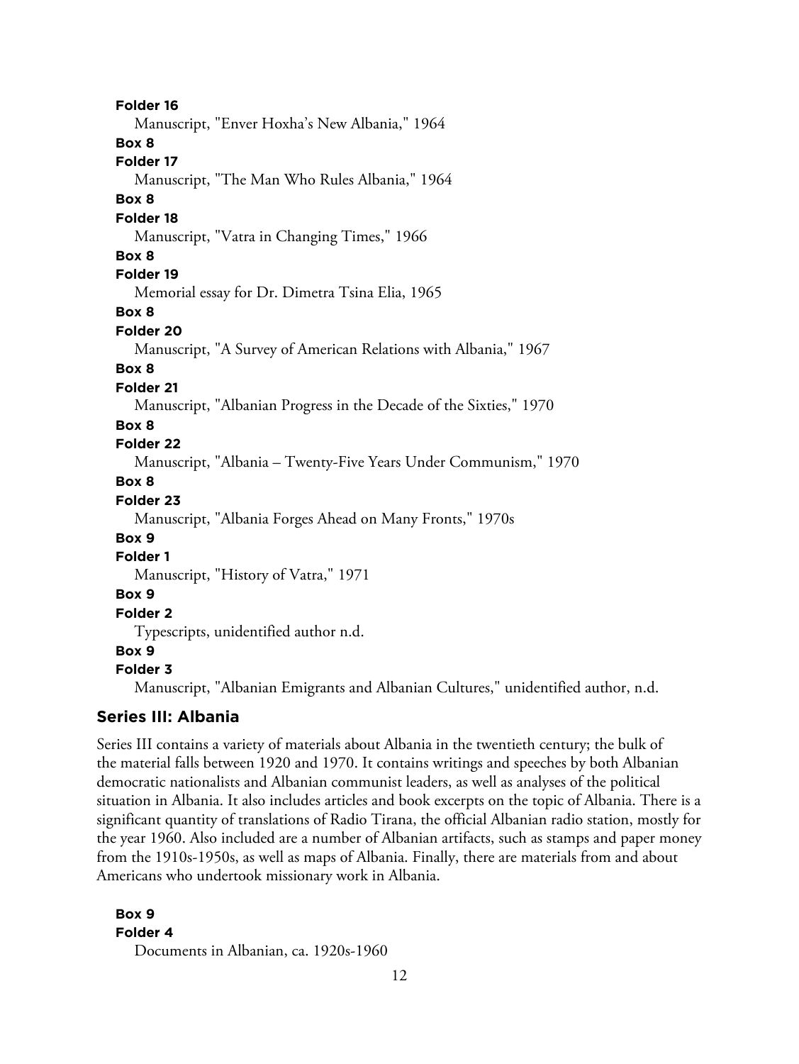**Folder 16**

Manuscript, "Enver Hoxha's New Albania," 1964

**Box 8**

**Folder 17**

Manuscript, "The Man Who Rules Albania," 1964

**Box 8**

**Folder 18**

Manuscript, "Vatra in Changing Times," 1966

**Box 8**

**Folder 19**

Memorial essay for Dr. Dimetra Tsina Elia, 1965

**Box 8**

**Folder 20**

Manuscript, "A Survey of American Relations with Albania," 1967

**Box 8**

**Folder 21**

Manuscript, "Albanian Progress in the Decade of the Sixties," 1970

**Box 8**

**Folder 22**

Manuscript, "Albania – Twenty-Five Years Under Communism," 1970

**Box 8**

**Folder 23**

Manuscript, "Albania Forges Ahead on Many Fronts," 1970s

**Box 9**

**Folder 1**

Manuscript, "History of Vatra," 1971

**Box 9**

**Folder 2**

Typescripts, unidentified author n.d.

**Box 9**

**Folder 3**

Manuscript, "Albanian Emigrants and Albanian Cultures," unidentified author, n.d.

## Series III: Albania

Series III contains a variety of materials about Albania in the twentieth century; the bulk of the material falls between 1920 and 1970. It contains writings and speeches by both Albanian democratic nationalists and Albanian communist leaders, as well as analyses of the political situation in Albania. It also includes articles and book excerpts on the topic of Albania. There is a significant quantity of translations of Radio Tirana, the official Albanian radio station, mostly for the year 1960. Also included are a number of Albanian artifacts, such as stamps and paper money from the 1910s-1950s, as well as maps of Albania. Finally, there are materials from and about Americans who undertook missionary work in Albania.

**Box 9**

**Folder 4**

Documents in Albanian, ca. 1920s-1960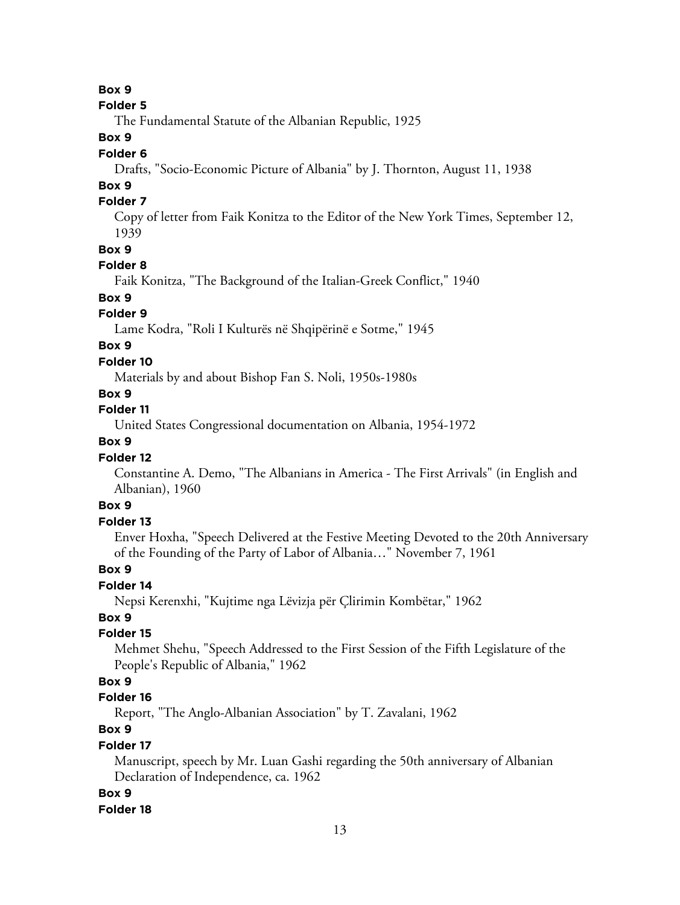**Box 9**

**Folder 5**

The Fundamental Statute of the Albanian Republic, 1925

**Box 9**

**Folder 6**

Drafts, "Socio-Economic Picture of Albania" by J. Thornton, August 11, 1938

**Box 9**

**Folder 7**

Copy of letter from Faik Konitza to the Editor of the New York Times, September 12, 1939

**Box 9**

**Folder 8**

Faik Konitza, "The Background of the Italian-Greek Conflict," 1940

**Box 9**

**Folder 9**

Lame Kodra, "Roli I Kulturës në Shqipërinë e Sotme," 1945

**Box 9**

**Folder 10**

Materials by and about Bishop Fan S. Noli, 1950s-1980s

**Box 9**

**Folder 11**

United States Congressional documentation on Albania, 1954-1972

**Box 9**

**Folder 12**

Constantine A. Demo, "The Albanians in America - The First Arrivals" (in English and Albanian), 1960

**Box 9**

**Folder 13**

Enver Hoxha, "Speech Delivered at the Festive Meeting Devoted to the 20th Anniversary of the Founding of the Party of Labor of Albania…" November 7, 1961

**Box 9**

**Folder 14**

Nepsi Kerenxhi, "Kujtime nga Lëvizja për Çlirimin Kombëtar," 1962

**Box 9**

**Folder 15**

Mehmet Shehu, "Speech Addressed to the First Session of the Fifth Legislature of the People's Republic of Albania," 1962

**Box 9**

**Folder 16**

Report, "The Anglo-Albanian Association" by T. Zavalani, 1962

**Box 9**

**Folder 17**

Manuscript, speech by Mr. Luan Gashi regarding the 50th anniversary of Albanian Declaration of Independence, ca. 1962

**Box 9**

**Folder 18**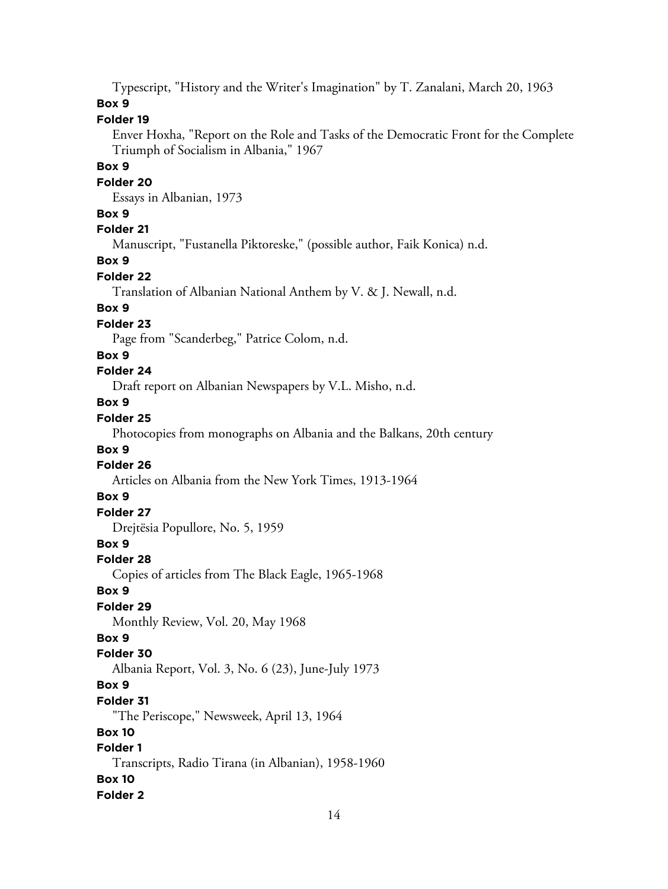Typescript, "History and the Writer's Imagination" by T. Zanalani, March 20, 1963

**Box 9**

**Folder 19**

Enver Hoxha, "Report on the Role and Tasks of the Democratic Front for the Complete Triumph of Socialism in Albania," 1967

**Box 9**

**Folder 20**

Essays in Albanian, 1973

**Box 9**

**Folder 21**

Manuscript, "Fustanella Piktoreske," (possible author, Faik Konica) n.d.

**Box 9**

**Folder 22**

Translation of Albanian National Anthem by V. & J. Newall, n.d.

**Box 9**

**Folder 23**

Page from "Scanderbeg," Patrice Colom, n.d.

**Box 9**

**Folder 24**

Draft report on Albanian Newspapers by V.L. Misho, n.d.

**Box 9**

**Folder 25**

Photocopies from monographs on Albania and the Balkans, 20th century

**Box 9**

**Folder 26**

Articles on Albania from the New York Times, 1913-1964

**Box 9**

**Folder 27**

Drejtësia Popullore, No. 5, 1959

**Box 9**

**Folder 28**

Copies of articles from The Black Eagle, 1965-1968

**Box 9**

**Folder 29**

Monthly Review, Vol. 20, May 1968

**Box 9**

**Folder 30**

Albania Report, Vol. 3, No. 6 (23), June-July 1973

**Box 9**

**Folder 31**

"The Periscope," Newsweek, April 13, 1964

**Box 10**

**Folder 1**

Transcripts, Radio Tirana (in Albanian), 1958-1960

**Box 10**

**Folder 2**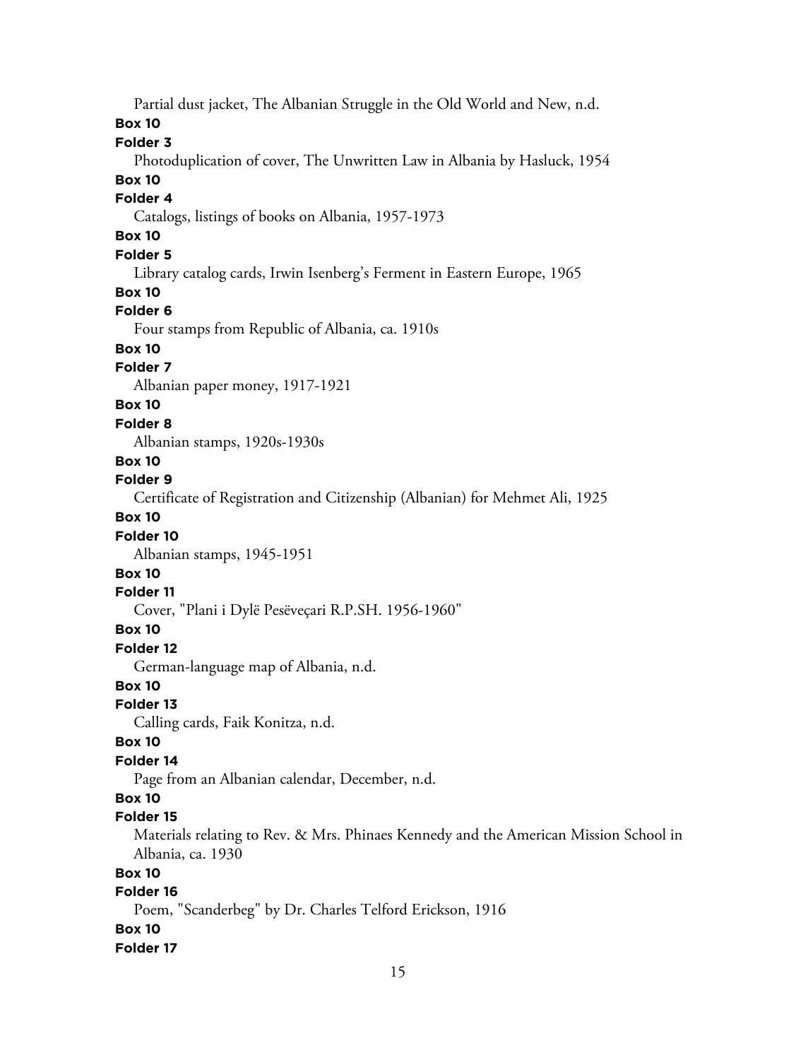Partial dust jacket, The Albanian Struggle in the Old World and New, n.d.

**Box 10**

**Folder 3**

Photoduplication of cover, The Unwritten Law in Albania by Hasluck, 1954

**Box 10**

**Folder 4**

Catalogs, listings of books on Albania, 1957-1973

**Box 10**

**Folder 5**

Library catalog cards, Irwin Isenberg's Ferment in Eastern Europe, 1965

**Box 10**

**Folder 6**

Four stamps from Republic of Albania, ca. 1910s

**Box 10**

**Folder 7**

Albanian paper money, 1917-1921

**Box 10**

**Folder 8**

Albanian stamps, 1920s-1930s

**Box 10**

**Folder 9**

Certificate of Registration and Citizenship (Albanian) for Mehmet Ali, 1925

**Box 10**

**Folder 10**

Albanian stamps, 1945-1951

**Box 10**

**Folder 11**

Cover, "Plani i Dylë Pesëveçari R.P.SH. 1956-1960"

**Box 10**

**Folder 12**

German-language map of Albania, n.d.

**Box 10**

**Folder 13**

Calling cards, Faik Konitza, n.d.

**Box 10**

**Folder 14**

Page from an Albanian calendar, December, n.d.

**Box 10**

**Folder 15**

Materials relating to Rev. & Mrs. Phinaes Kennedy and the American Mission School in Albania, ca. 1930

**Box 10**

**Folder 16**

Poem, "Scanderbeg" by Dr. Charles Telford Erickson, 1916

**Box 10**

**Folder 17**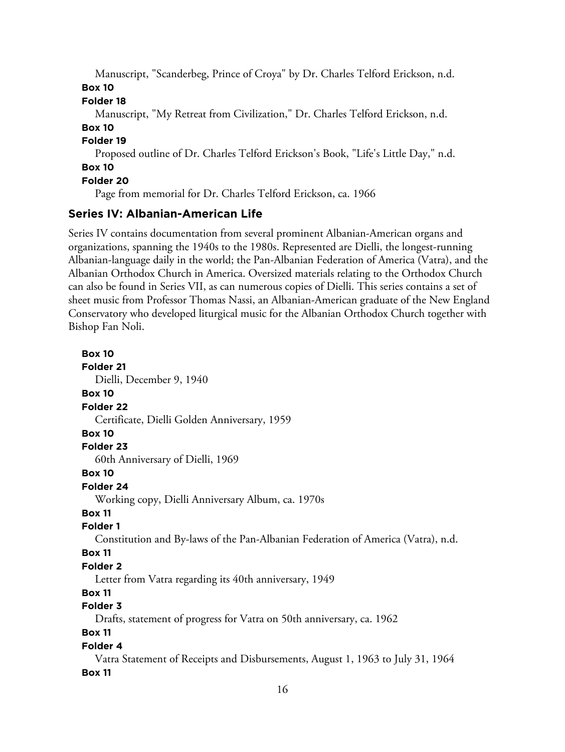Manuscript, "Scanderbeg, Prince of Croya" by Dr. Charles Telford Erickson, n.d.

**Box 10**

**Folder 18**

Manuscript, "My Retreat from Civilization," Dr. Charles Telford Erickson, n.d.

**Box 10**

**Folder 19**

Proposed outline of Dr. Charles Telford Erickson's Book, "Life's Little Day," n.d.

**Box 10**

**Folder 20**

Page from memorial for Dr. Charles Telford Erickson, ca. 1966

## Series IV: Albanian-American Life

Series IV contains documentation from several prominent Albanian-American organs and organizations, spanning the 1940s to the 1980s. Represented are Dielli, the longest-running Albanian-language daily in the world; the Pan-Albanian Federation of America (Vatra), and the Albanian Orthodox Church in America. Oversized materials relating to the Orthodox Church can also be found in Series VII, as can numerous copies of Dielli. This series contains a set of sheet music from Professor Thomas Nassi, an Albanian-American graduate of the New England Conservatory who developed liturgical music for the Albanian Orthodox Church together with Bishop Fan Noli.

**Box 10**

**Folder 21**

Dielli, December 9, 1940

**Box 10**

**Folder 22**

Certificate, Dielli Golden Anniversary, 1959

**Box 10**

**Folder 23**

60th Anniversary of Dielli, 1969

**Box 10**

**Folder 24**

Working copy, Dielli Anniversary Album, ca. 1970s

**Box 11**

**Folder 1**

Constitution and By-laws of the Pan-Albanian Federation of America (Vatra), n.d.

**Box 11**

**Folder 2**

Letter from Vatra regarding its 40th anniversary, 1949

**Box 11**

**Folder 3**

Drafts, statement of progress for Vatra on 50th anniversary, ca. 1962

**Box 11**

**Folder 4**

Vatra Statement of Receipts and Disbursements, August 1, 1963 to July 31, 1964

**Box 11**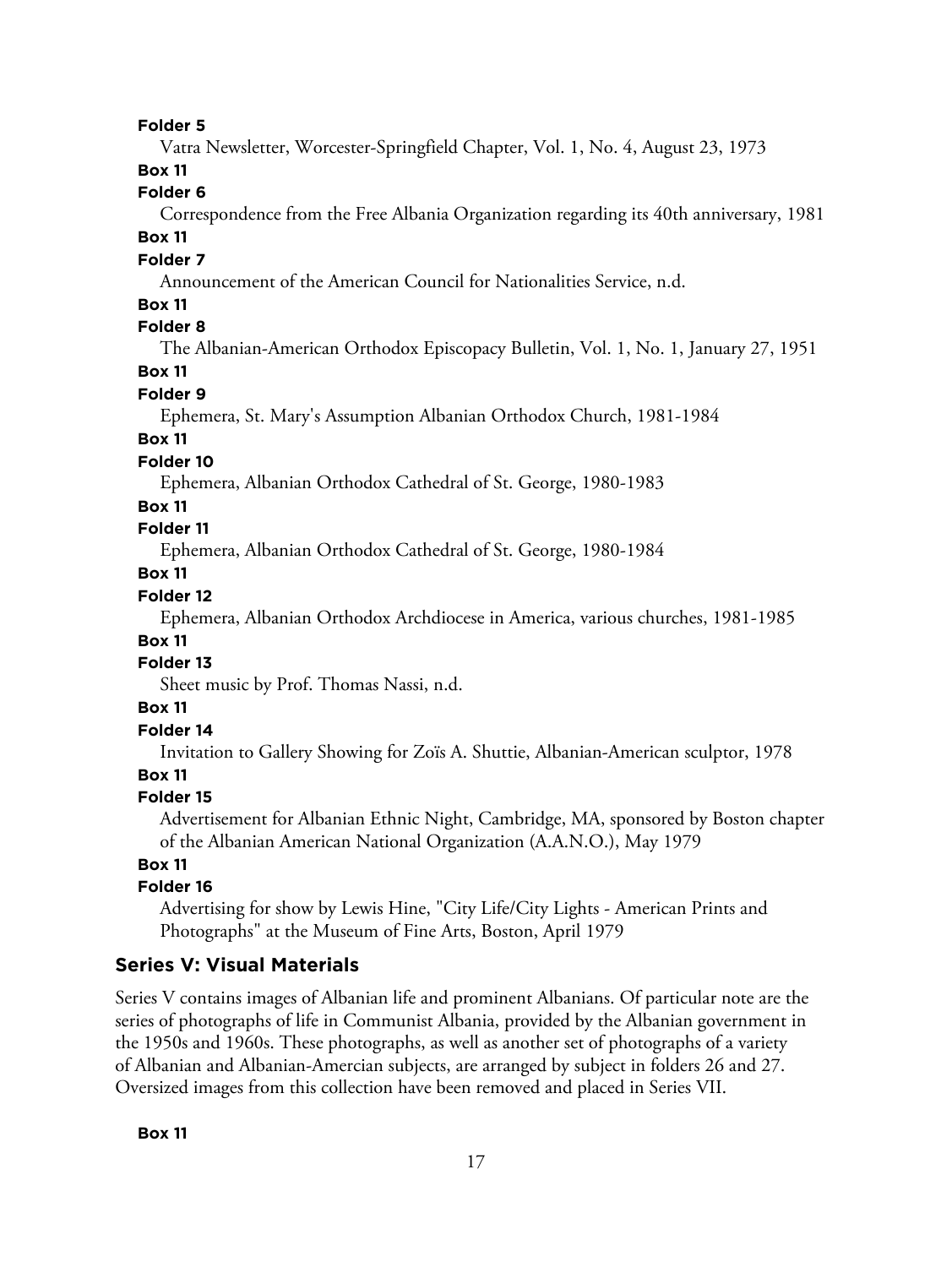**Folder 5**

Vatra Newsletter, Worcester-Springfield Chapter, Vol. 1, No. 4, August 23, 1973

**Box 11**

**Folder 6**

Correspondence from the Free Albania Organization regarding its 40th anniversary, 1981

**Box 11**

**Folder 7**

Announcement of the American Council for Nationalities Service, n.d.

**Box 11**

**Folder 8**

The Albanian-American Orthodox Episcopacy Bulletin, Vol. 1, No. 1, January 27, 1951

**Box 11**

**Folder 9**

Ephemera, St. Mary's Assumption Albanian Orthodox Church, 1981-1984

**Box 11**

**Folder 10**

Ephemera, Albanian Orthodox Cathedral of St. George, 1980-1983

**Box 11**

**Folder 11**

Ephemera, Albanian Orthodox Cathedral of St. George, 1980-1984

**Box 11**

**Folder 12**

Ephemera, Albanian Orthodox Archdiocese in America, various churches, 1981-1985

**Box 11**

**Folder 13**

Sheet music by Prof. Thomas Nassi, n.d.

**Box 11**

**Folder 14**

Invitation to Gallery Showing for Zoïs A. Shuttie, Albanian-American sculptor, 1978

**Box 11**

**Folder 15**

Advertisement for Albanian Ethnic Night, Cambridge, MA, sponsored by Boston chapter of the Albanian American National Organization (A.A.N.O.), May 1979

**Box 11**

**Folder 16**

Advertising for show by Lewis Hine, "City Life/City Lights - American Prints and Photographs" at the Museum of Fine Arts, Boston, April 1979

## Series V: Visual Materials

Series V contains images of Albanian life and prominent Albanians. Of particular note are the series of photographs of life in Communist Albania, provided by the Albanian government in the 1950s and 1960s. These photographs, as well as another set of photographs of a variety of Albanian and Albanian-Amercian subjects, are arranged by subject in folders 26 and 27. Oversized images from this collection have been removed and placed in Series VII.

**Box 11**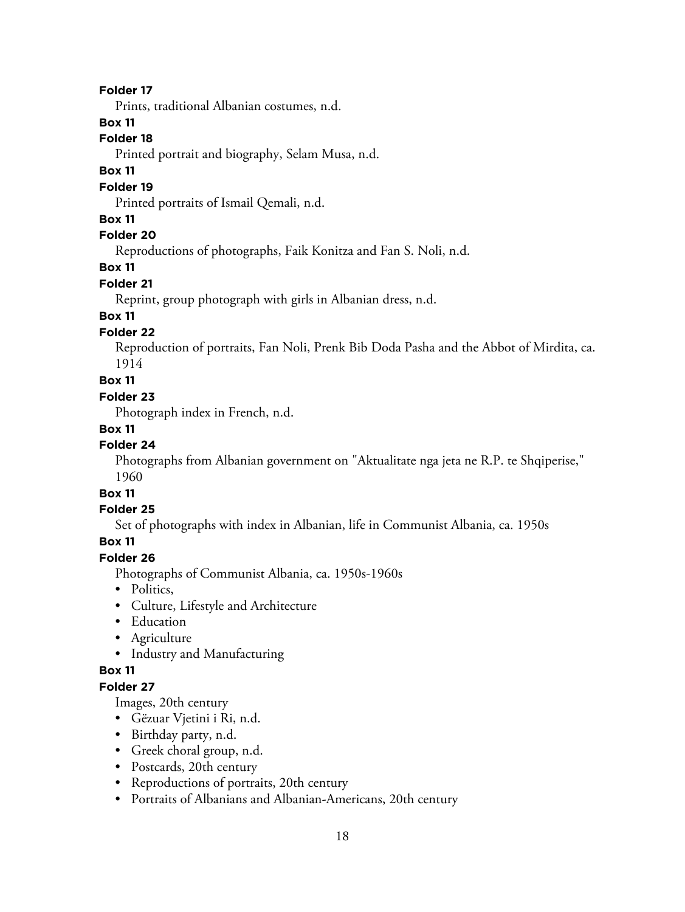**Folder 17**

Prints, traditional Albanian costumes, n.d.

**Box 11**

**Folder 18**

Printed portrait and biography, Selam Musa, n.d.

**Box 11**

**Folder 19**

Printed portraits of Ismail Qemali, n.d.

**Box 11**

**Folder 20**

Reproductions of photographs, Faik Konitza and Fan S. Noli, n.d.

**Box 11**

**Folder 21**

Reprint, group photograph with girls in Albanian dress, n.d.

**Box 11**

**Folder 22**

Reproduction of portraits, Fan Noli, Prenk Bib Doda Pasha and the Abbot of Mirdita, ca. 1914

**Box 11**

**Folder 23**

Photograph index in French, n.d.

**Box 11**

**Folder 24**

Photographs from Albanian government on "Aktualitate nga jeta ne R.P. te Shqiperise," 1960

**Box 11**

**Folder 25**

Set of photographs with index in Albanian, life in Communist Albania, ca. 1950s

**Box 11**

**Folder 26**

Photographs of Communist Albania, ca. 1950s-1960s

- Politics,
- Culture, Lifestyle and Architecture
- Education
- Agriculture
- Industry and Manufacturing

**Box 11**

**Folder 27**

Images, 20th century

- Gëzuar Vjetini i Ri, n.d.
- Birthday party, n.d.
- Greek choral group, n.d.
- Postcards, 20th century
- Reproductions of portraits, 20th century
- Portraits of Albanians and Albanian-Americans, 20th century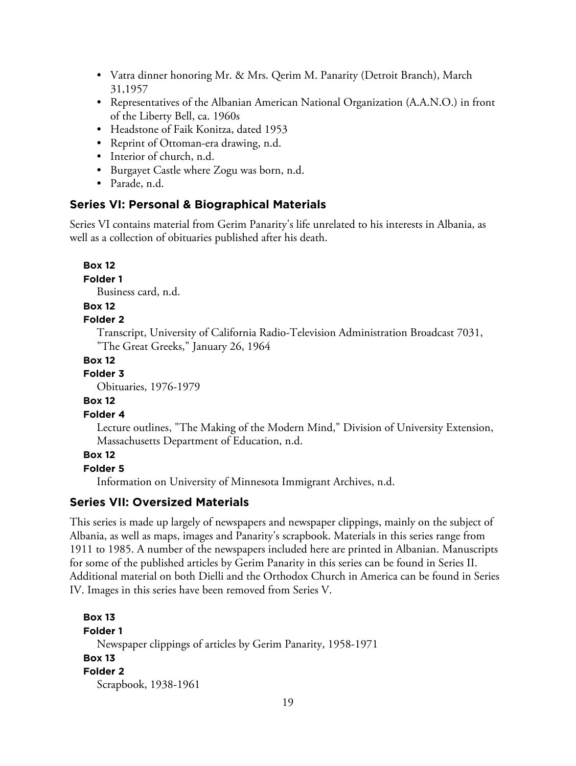- Vatra dinner honoring Mr. & Mrs. Qerim M. Panarity (Detroit Branch), March 31,1957
- Representatives of the Albanian American National Organization (A.A.N.O.) in front of the Liberty Bell, ca. 1960s
- Headstone of Faik Konitza, dated 1953
- Reprint of Ottoman-era drawing, n.d.
- Interior of church, n.d.
- Burgayet Castle where Zogu was born, n.d.
- Parade, n.d.

## Series VI: Personal & Biographical Materials

Series VI contains material from Gerim Panarity's life unrelated to his interests in Albania, as well as a collection of obituaries published after his death.

**Box 12**
**Folder 1**
Business card, n.d.

**Box 12**
**Folder 2**
Transcript, University of California Radio-Television Administration Broadcast 7031, "The Great Greeks," January 26, 1964

**Box 12**
**Folder 3**
Obituaries, 1976-1979

**Box 12**
**Folder 4**
Lecture outlines, "The Making of the Modern Mind," Division of University Extension, Massachusetts Department of Education, n.d.

**Box 12**
**Folder 5**
Information on University of Minnesota Immigrant Archives, n.d.

## Series VII: Oversized Materials

This series is made up largely of newspapers and newspaper clippings, mainly on the subject of Albania, as well as maps, images and Panarity's scrapbook. Materials in this series range from 1911 to 1985. A number of the newspapers included here are printed in Albanian. Manuscripts for some of the published articles by Gerim Panarity in this series can be found in Series II. Additional material on both Dielli and the Orthodox Church in America can be found in Series IV. Images in this series have been removed from Series V.

**Box 13**
**Folder 1**
Newspaper clippings of articles by Gerim Panarity, 1958-1971

**Box 13**
**Folder 2**
Scrapbook, 1938-1961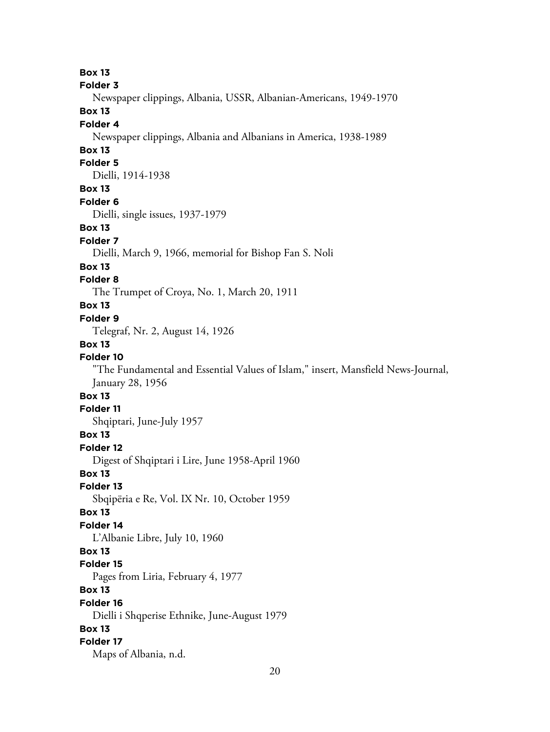**Box 13**
**Folder 3**
Newspaper clippings, Albania, USSR, Albanian-Americans, 1949-1970

**Box 13**
**Folder 4**
Newspaper clippings, Albania and Albanians in America, 1938-1989

**Box 13**
**Folder 5**
Dielli, 1914-1938

**Box 13**
**Folder 6**
Dielli, single issues, 1937-1979

**Box 13**
**Folder 7**
Dielli, March 9, 1966, memorial for Bishop Fan S. Noli

**Box 13**
**Folder 8**
The Trumpet of Croya, No. 1, March 20, 1911

**Box 13**
**Folder 9**
Telegraf, Nr. 2, August 14, 1926

**Box 13**
**Folder 10**
"The Fundamental and Essential Values of Islam," insert, Mansfield News-Journal, January 28, 1956

**Box 13**
**Folder 11**
Shqiptari, June-July 1957

**Box 13**
**Folder 12**
Digest of Shqiptari i Lire, June 1958-April 1960

**Box 13**
**Folder 13**
Sbqipëria e Re, Vol. IX Nr. 10, October 1959

**Box 13**
**Folder 14**
L'Albanie Libre, July 10, 1960

**Box 13**
**Folder 15**
Pages from Liria, February 4, 1977

**Box 13**
**Folder 16**
Dielli i Shqperise Ethnike, June-August 1979

**Box 13**
**Folder 17**
Maps of Albania, n.d.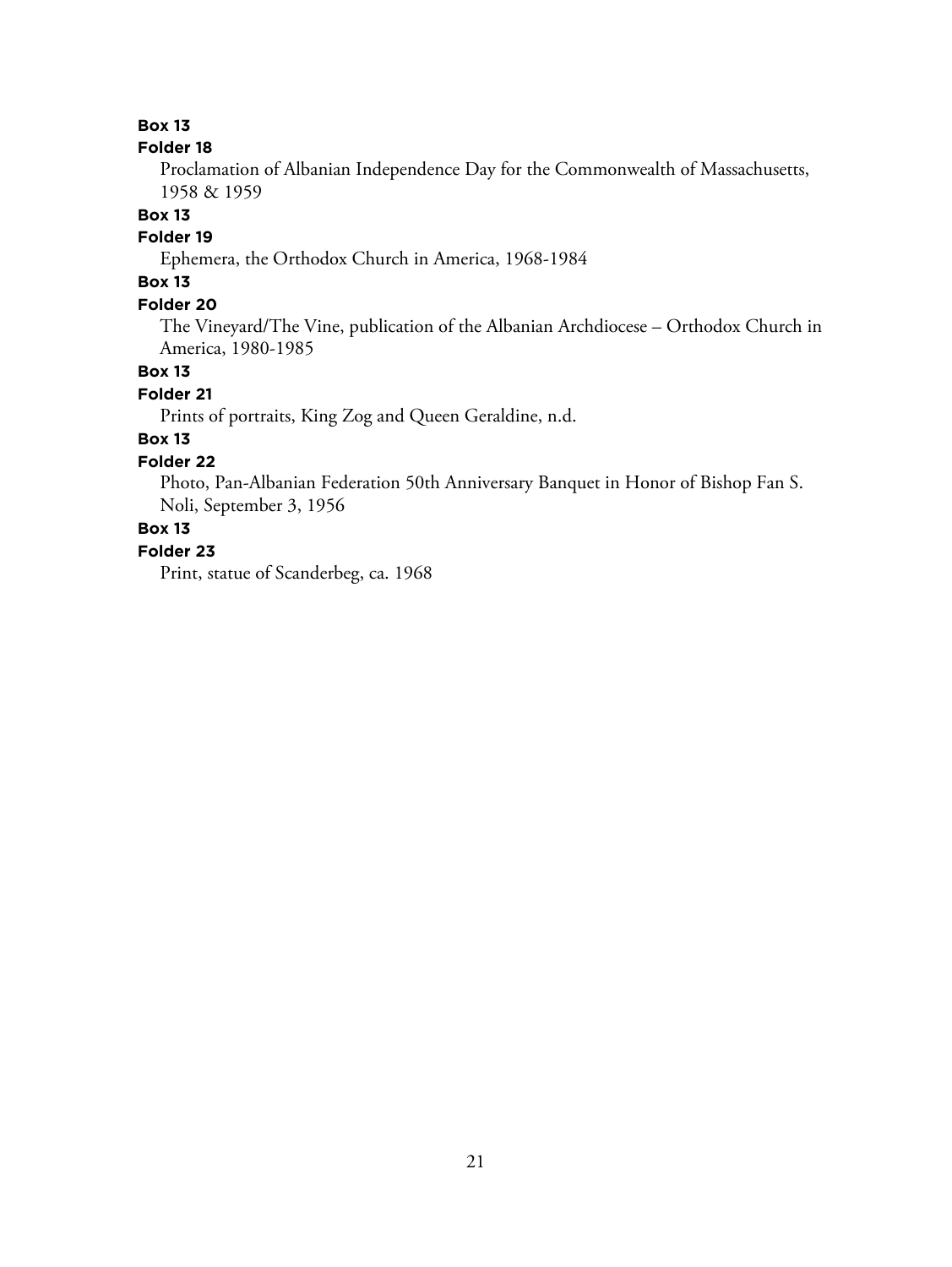**Box 13**

**Folder 18**

Proclamation of Albanian Independence Day for the Commonwealth of Massachusetts, 1958 & 1959

**Box 13**

**Folder 19**

Ephemera, the Orthodox Church in America, 1968-1984

**Box 13**

**Folder 20**

The Vineyard/The Vine, publication of the Albanian Archdiocese – Orthodox Church in America, 1980-1985

**Box 13**

**Folder 21**

Prints of portraits, King Zog and Queen Geraldine, n.d.

**Box 13**

**Folder 22**

Photo, Pan-Albanian Federation 50th Anniversary Banquet in Honor of Bishop Fan S. Noli, September 3, 1956

**Box 13**

**Folder 23**

Print, statue of Scanderbeg, ca. 1968